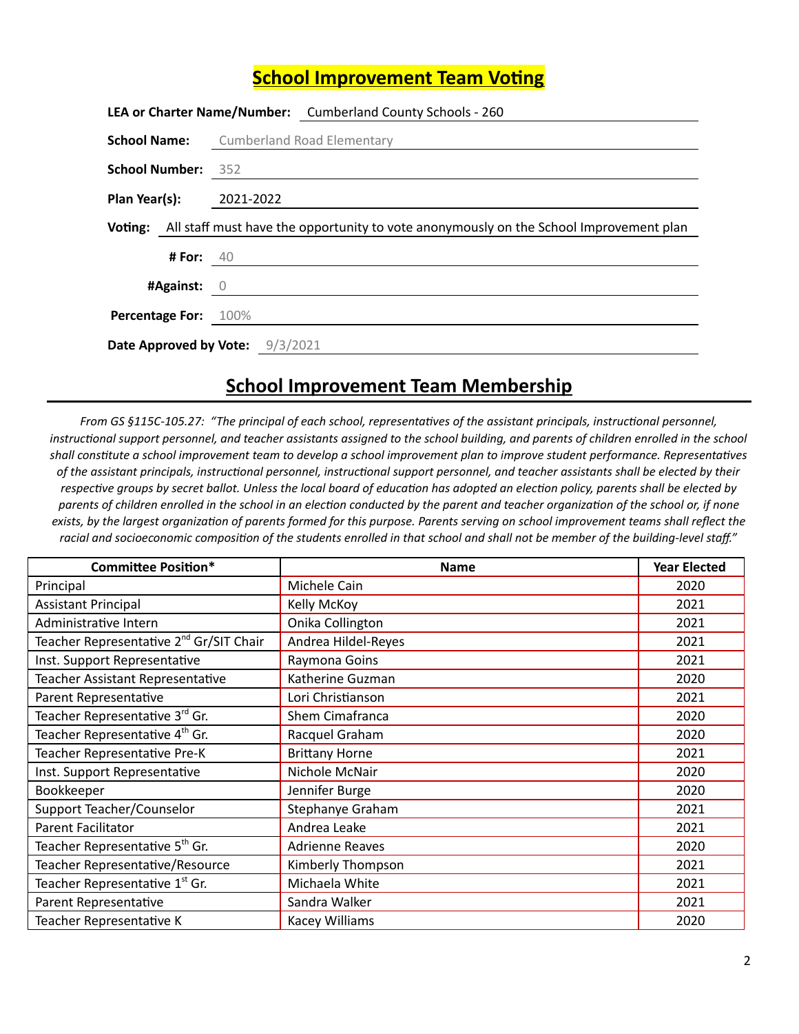# School Improvement Team Voting

**LEA or Charter Name/Number:** Cumberland County Schools - 260

**School Name:** Cumberland Road Elementary

**School Number:** 352

**Plan Year(s):** 2021-2022

**Voting:** All staff must have the opportunity to vote anonymously on the School Improvement plan

**# For:** 40

**#Against:** 0

**Percentage For:** 100%

**Date Approved by Vote:** 9/3/2021

## School Improvement Team Membership

*From GS §115C-105.27: "The principal of each school, representatives of the assistant principals, instructional personnel, instructional support personnel, and teacher assistants assigned to the school building, and parents of children enrolled in the school shall constitute a school improvement team to develop a school improvement plan to improve student performance. Representatives of the assistant principals, instructional personnel, instructional support personnel, and teacher assistants shall be elected by their respective groups by secret ballot. Unless the local board of education has adopted an election policy, parents shall be elected by parents of children enrolled in the school in an election conducted by the parent and teacher organization of the school or, if none exists, by the largest organization of parents formed for this purpose. Parents serving on school improvement teams shall reflect the racial and socioeconomic composition of the students enrolled in that school and shall not be member of the building-level staff."*

| Committee Position* | Name | Year Elected |
|---|---|---|
| Principal | Michele Cain | 2020 |
| Assistant Principal | Kelly McKoy | 2021 |
| Administrative Intern | Onika Collington | 2021 |
| Teacher Representative 2nd Gr/SIT Chair | Andrea Hildel-Reyes | 2021 |
| Inst. Support Representative | Raymona Goins | 2021 |
| Teacher Assistant Representative | Katherine Guzman | 2020 |
| Parent Representative | Lori Christianson | 2021 |
| Teacher Representative 3rd Gr. | Shem Cimafranca | 2020 |
| Teacher Representative 4th Gr. | Racquel Graham | 2020 |
| Teacher Representative Pre-K | Brittany Horne | 2021 |
| Inst. Support Representative | Nichole McNair | 2020 |
| Bookkeeper | Jennifer Burge | 2020 |
| Support Teacher/Counselor | Stephanye Graham | 2021 |
| Parent Facilitator | Andrea Leake | 2021 |
| Teacher Representative 5th Gr. | Adrienne Reaves | 2020 |
| Teacher Representative/Resource | Kimberly Thompson | 2021 |
| Teacher Representative 1st Gr. | Michaela White | 2021 |
| Parent Representative | Sandra Walker | 2021 |
| Teacher Representative K | Kacey Williams | 2020 |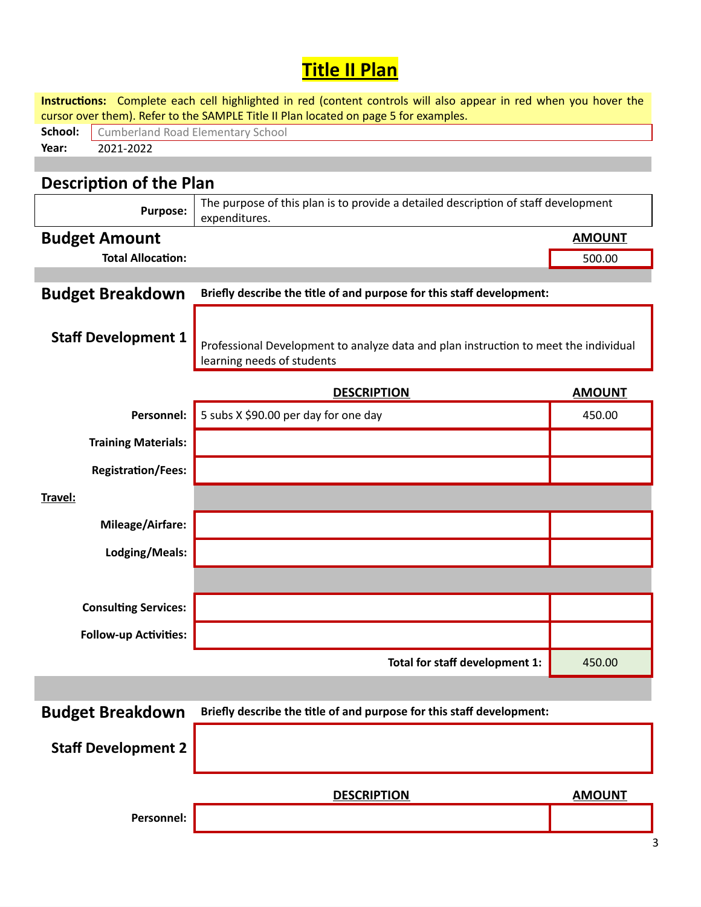# Title II Plan

**Instructions:** Complete each cell highlighted in red (content controls will also appear in red when you hover the cursor over them). Refer to the SAMPLE Title II Plan located on page 5 for examples.

**School:** Cumberland Road Elementary School
**Year:** 2021-2022

## Description of the Plan

| | |
|---|---|
| **Purpose:** | The purpose of this plan is to provide a detailed description of staff development expenditures. |

## Budget Amount

| | | **AMOUNT** |
|---|---|---|
| **Total Allocation:** | | 500.00 |

## Budget Breakdown

**Briefly describe the title of and purpose for this staff development:**

### Staff Development 1

Professional Development to analyze data and plan instruction to meet the individual learning needs of students

| | **DESCRIPTION** | **AMOUNT** |
|---|---|---|
| **Personnel:** | 5 subs X $90.00 per day for one day | 450.00 |
| **Training Materials:** | | |
| **Registration/Fees:** | | |
| **Travel:** | | |
| **Mileage/Airfare:** | | |
| **Lodging/Meals:** | | |
| **Consulting Services:** | | |
| **Follow-up Activities:** | | |
| | **Total for staff development 1:** | 450.00 |

## Budget Breakdown

**Briefly describe the title of and purpose for this staff development:**

### Staff Development 2

| | **DESCRIPTION** | **AMOUNT** |
|---|---|---|
| **Personnel:** | | |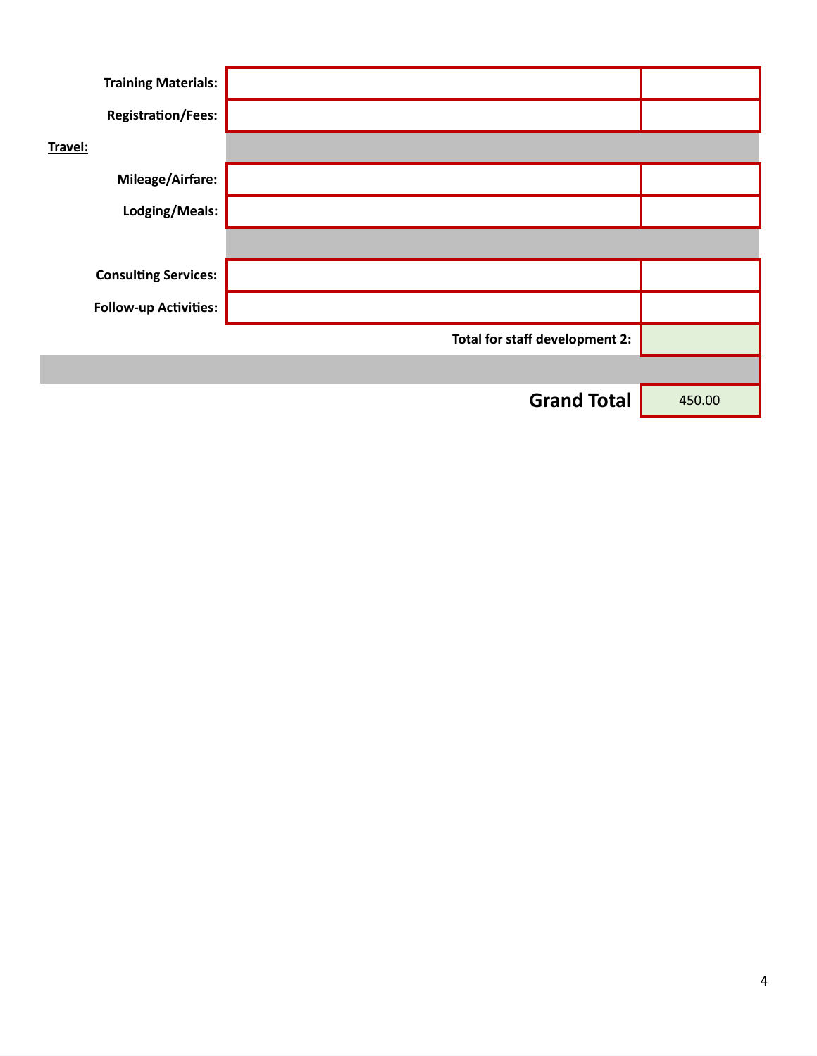| | | |
|---|---|---|
| **Training Materials:** | | |
| **Registration/Fees:** | | |
| **Travel:** | | |
| **Mileage/Airfare:** | | |
| **Lodging/Meals:** | | |
| | | |
| **Consulting Services:** | | |
| **Follow-up Activities:** | | |
| | **Total for staff development 2:** | |
| | | |
| | **Grand Total** | 450.00 |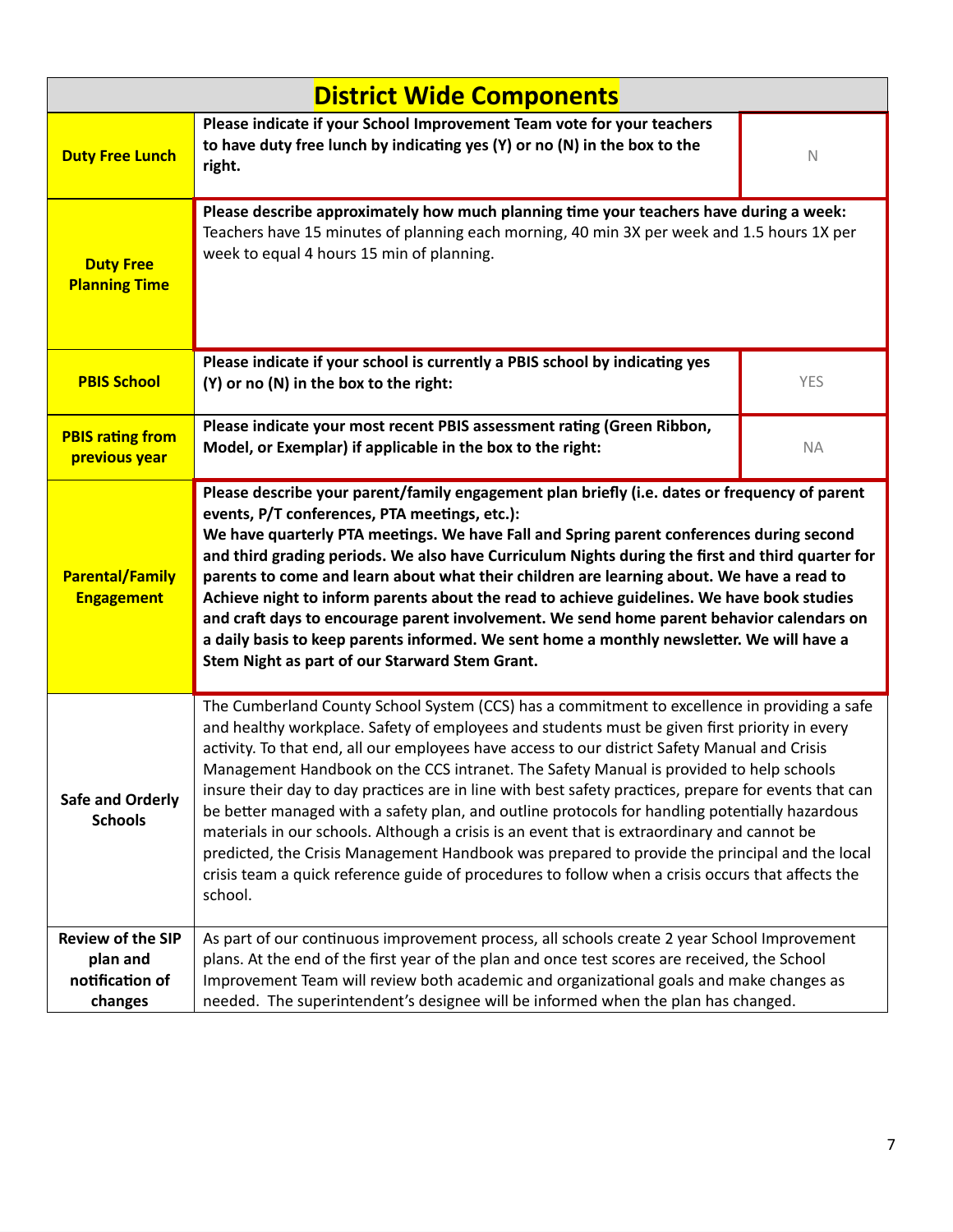| District Wide Components | | |
|---|---|---|
| **Duty Free Lunch** | **Please indicate if your School Improvement Team vote for your teachers to have duty free lunch by indicating yes (Y) or no (N) in the box to the right.** | N |
| **Duty Free Planning Time** | **Please describe approximately how much planning time your teachers have during a week:** Teachers have 15 minutes of planning each morning, 40 min 3X per week and 1.5 hours 1X per week to equal 4 hours 15 min of planning. | |
| **PBIS School** | **Please indicate if your school is currently a PBIS school by indicating yes (Y) or no (N) in the box to the right:** | YES |
| **PBIS rating from previous year** | **Please indicate your most recent PBIS assessment rating (Green Ribbon, Model, or Exemplar) if applicable in the box to the right:** | NA |
| **Parental/Family Engagement** | **Please describe your parent/family engagement plan briefly (i.e. dates or frequency of parent events, P/T conferences, PTA meetings, etc.): We have quarterly PTA meetings. We have Fall and Spring parent conferences during second and third grading periods. We also have Curriculum Nights during the first and third quarter for parents to come and learn about what their children are learning about. We have a read to Achieve night to inform parents about the read to achieve guidelines. We have book studies and craft days to encourage parent involvement. We send home parent behavior calendars on a daily basis to keep parents informed. We sent home a monthly newsletter. We will have a Stem Night as part of our Starward Stem Grant.** | |
| **Safe and Orderly Schools** | The Cumberland County School System (CCS) has a commitment to excellence in providing a safe and healthy workplace. Safety of employees and students must be given first priority in every activity. To that end, all our employees have access to our district Safety Manual and Crisis Management Handbook on the CCS intranet. The Safety Manual is provided to help schools insure their day to day practices are in line with best safety practices, prepare for events that can be better managed with a safety plan, and outline protocols for handling potentially hazardous materials in our schools. Although a crisis is an event that is extraordinary and cannot be predicted, the Crisis Management Handbook was prepared to provide the principal and the local crisis team a quick reference guide of procedures to follow when a crisis occurs that affects the school. | |
| **Review of the SIP plan and notification of changes** | As part of our continuous improvement process, all schools create 2 year School Improvement plans. At the end of the first year of the plan and once test scores are received, the School Improvement Team will review both academic and organizational goals and make changes as needed. The superintendent's designee will be informed when the plan has changed. | |